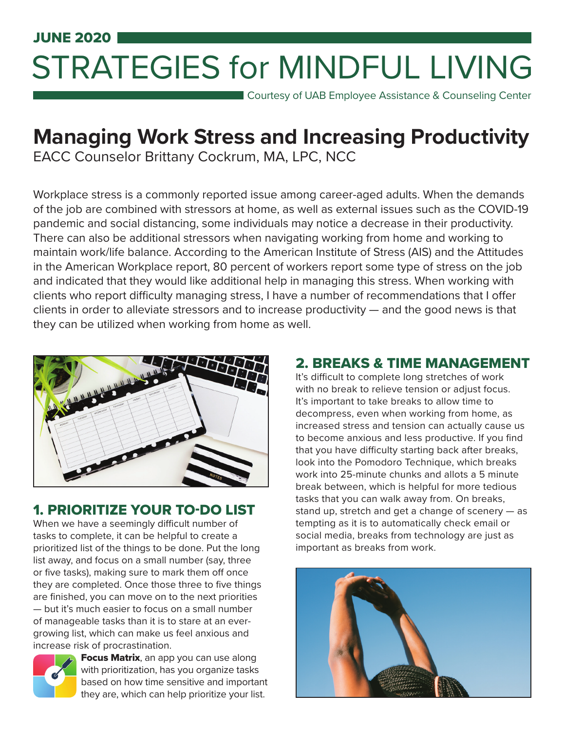JUNE 2020

# STRATEGIES for MINDFUL LIVING

Courtesy of UAB Employee Assistance & Counseling Center

## Managing Work Stress and Increasing Productivity

EACC Counselor Brittany Cockrum, MA, LPC, NCC

Workplace stress is a commonly reported issue among career-aged adults. When the demands of the job are combined with stressors at home, as well as external issues such as the COVID-19 pandemic and social distancing, some individuals may notice a decrease in their productivity. There can also be additional stressors when navigating working from home and working to maintain work/life balance. According to the American Institute of Stress (AIS) and the Attitudes in the American Workplace report, 80 percent of workers report some type of stress on the job and indicated that they would like additional help in managing this stress. When working with clients who report difficulty managing stress, I have a number of recommendations that I offer clients in order to alleviate stressors and to increase productivity — and the good news is that they can be utilized when working from home as well.

### 1. PRIORITIZE YOUR TO-DO LIST

When we have a seemingly difficult number of tasks to complete, it can be helpful to create a prioritized list of the things to be done. Put the long list away, and focus on a small number (say, three or five tasks), making sure to mark them off once they are completed. Once those three to five things are finished, you can move on to the next priorities — but it's much easier to focus on a small number of manageable tasks than it is to stare at an ever-growing list, which can make us feel anxious and increase risk of procrastination.

**Focus Matrix**, an app you can use along with prioritization, has you organize tasks based on how time sensitive and important they are, which can help prioritize your list.

### 2. BREAKS & TIME MANAGEMENT

It's difficult to complete long stretches of work with no break to relieve tension or adjust focus. It's important to take breaks to allow time to decompress, even when working from home, as increased stress and tension can actually cause us to become anxious and less productive. If you find that you have difficulty starting back after breaks, look into the Pomodoro Technique, which breaks work into 25-minute chunks and allots a 5 minute break between, which is helpful for more tedious tasks that you can walk away from. On breaks, stand up, stretch and get a change of scenery — as tempting as it is to automatically check email or social media, breaks from technology are just as important as breaks from work.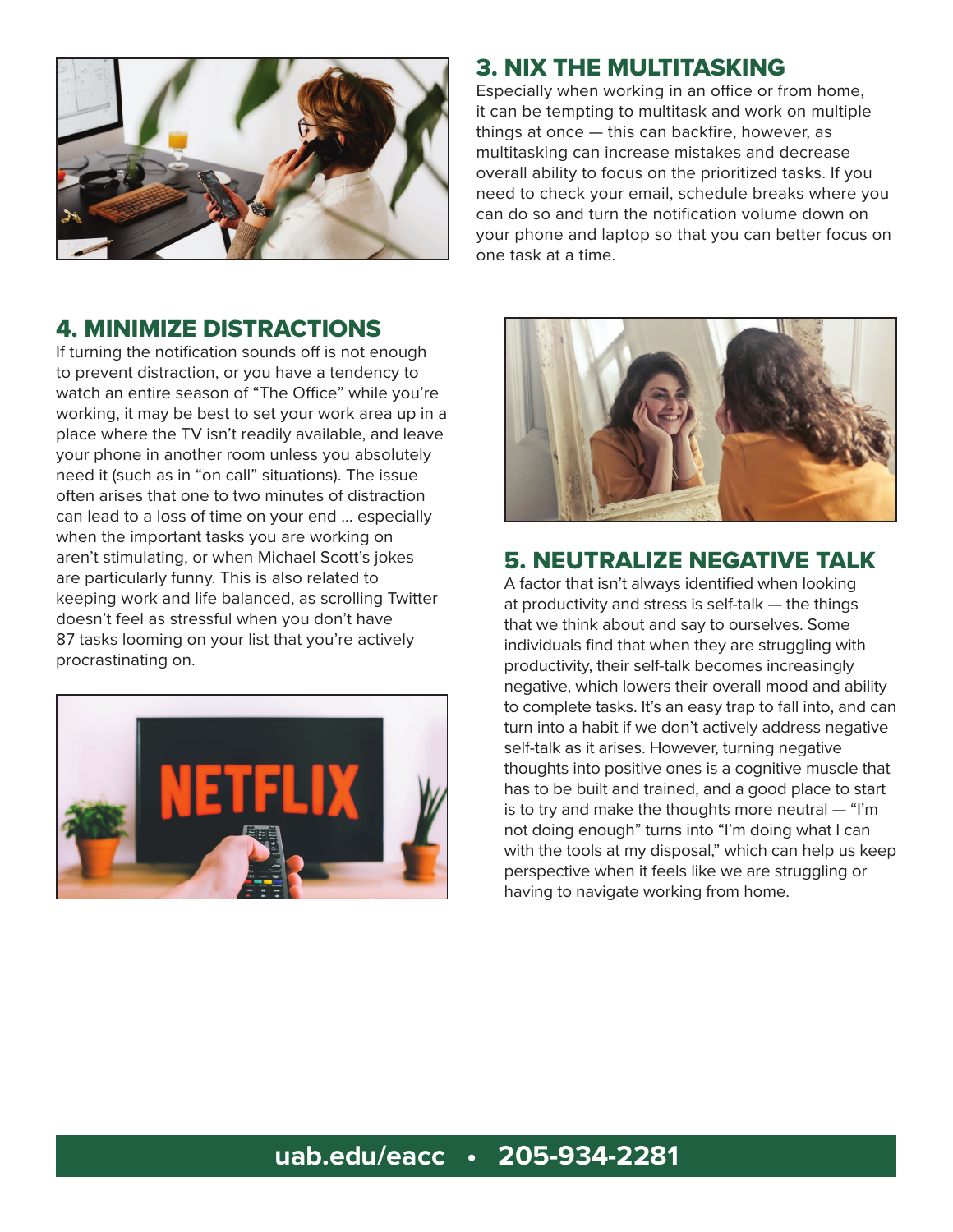## 3. NIX THE MULTITASKING

Especially when working in an office or from home, it can be tempting to multitask and work on multiple things at once — this can backfire, however, as multitasking can increase mistakes and decrease overall ability to focus on the prioritized tasks. If you need to check your email, schedule breaks where you can do so and turn the notification volume down on your phone and laptop so that you can better focus on one task at a time.

## 4. MINIMIZE DISTRACTIONS

If turning the notification sounds off is not enough to prevent distraction, or you have a tendency to watch an entire season of "The Office" while you're working, it may be best to set your work area up in a place where the TV isn't readily available, and leave your phone in another room unless you absolutely need it (such as in "on call" situations). The issue often arises that one to two minutes of distraction can lead to a loss of time on your end ... especially when the important tasks you are working on aren't stimulating, or when Michael Scott's jokes are particularly funny. This is also related to keeping work and life balanced, as scrolling Twitter doesn't feel as stressful when you don't have 87 tasks looming on your list that you're actively procrastinating on.

## 5. NEUTRALIZE NEGATIVE TALK

A factor that isn't always identified when looking at productivity and stress is self-talk — the things that we think about and say to ourselves. Some individuals find that when they are struggling with productivity, their self-talk becomes increasingly negative, which lowers their overall mood and ability to complete tasks. It's an easy trap to fall into, and can turn into a habit if we don't actively address negative self-talk as it arises. However, turning negative thoughts into positive ones is a cognitive muscle that has to be built and trained, and a good place to start is to try and make the thoughts more neutral — "I'm not doing enough" turns into "I'm doing what I can with the tools at my disposal," which can help us keep perspective when it feels like we are struggling or having to navigate working from home.

**uab.edu/eacc • 205-934-2281**